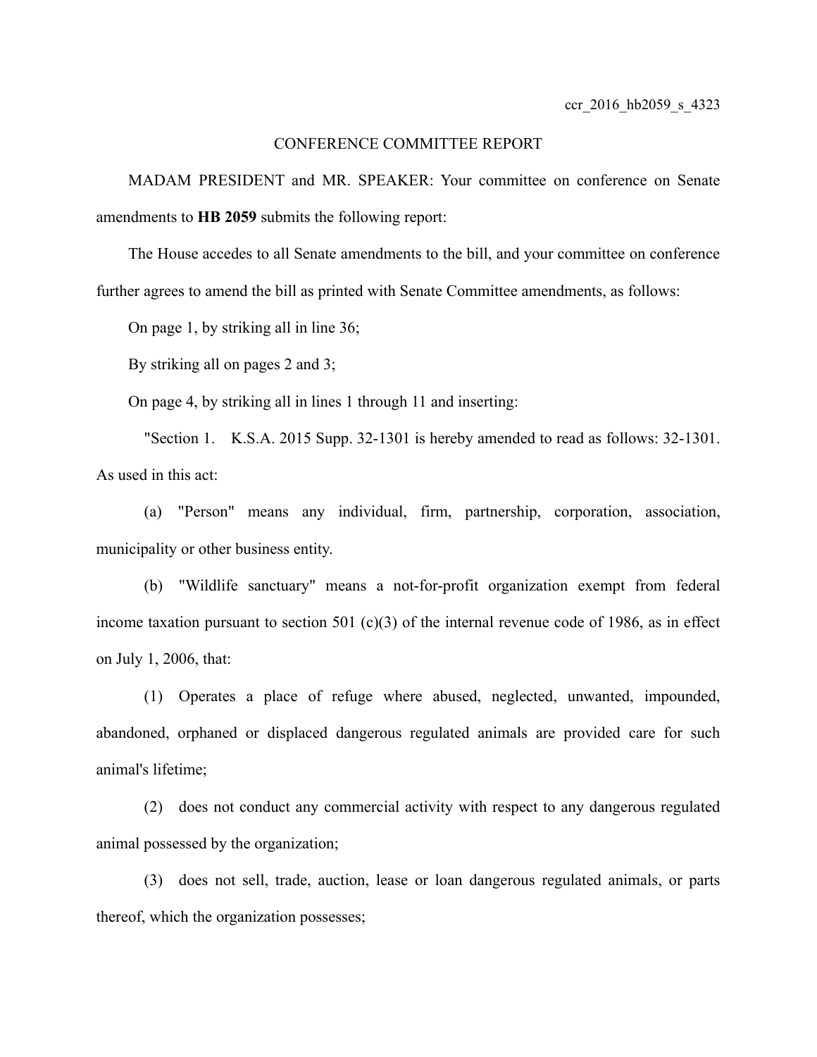ccr_2016_hb2059_s_4323

# CONFERENCE COMMITTEE REPORT

MADAM PRESIDENT and MR. SPEAKER: Your committee on conference on Senate amendments to **HB 2059** submits the following report:

The House accedes to all Senate amendments to the bill, and your committee on conference further agrees to amend the bill as printed with Senate Committee amendments, as follows:

On page 1, by striking all in line 36;

By striking all on pages 2 and 3;

On page 4, by striking all in lines 1 through 11 and inserting:

"Section 1. K.S.A. 2015 Supp. 32-1301 is hereby amended to read as follows: 32-1301. As used in this act:

(a) "Person" means any individual, firm, partnership, corporation, association, municipality or other business entity.

(b) "Wildlife sanctuary" means a not-for-profit organization exempt from federal income taxation pursuant to section 501 (c)(3) of the internal revenue code of 1986, as in effect on July 1, 2006, that:

(1) Operates a place of refuge where abused, neglected, unwanted, impounded, abandoned, orphaned or displaced dangerous regulated animals are provided care for such animal's lifetime;

(2) does not conduct any commercial activity with respect to any dangerous regulated animal possessed by the organization;

(3) does not sell, trade, auction, lease or loan dangerous regulated animals, or parts thereof, which the organization possesses;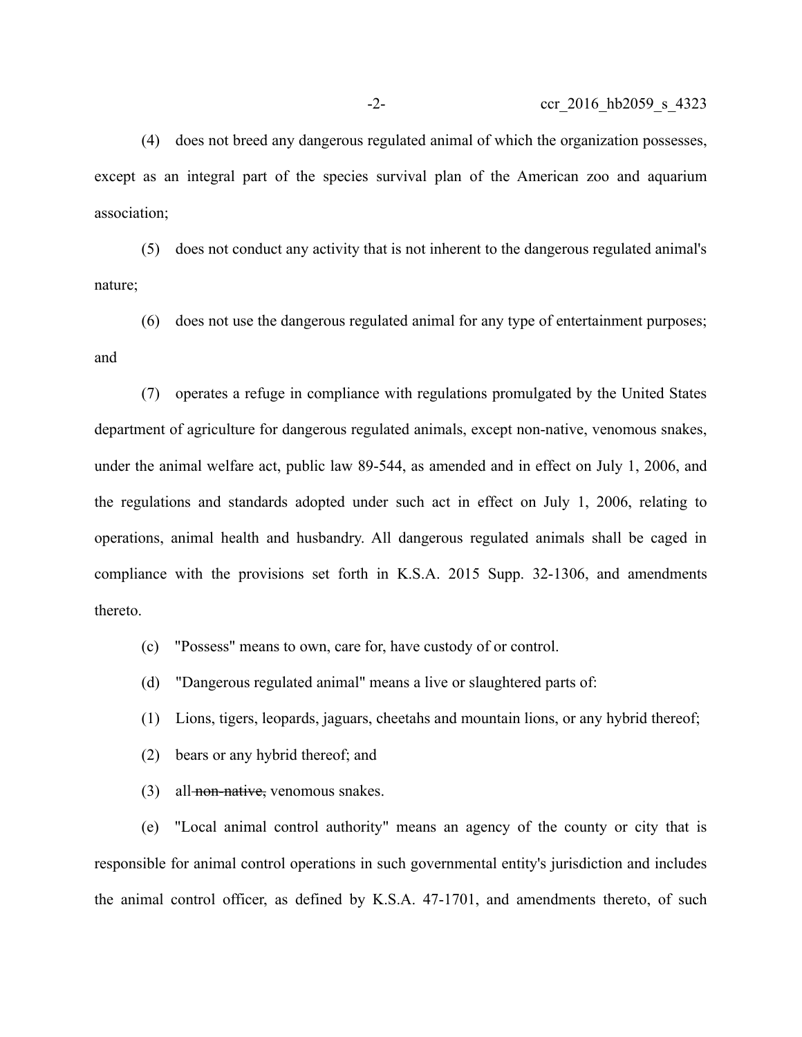(4) does not breed any dangerous regulated animal of which the organization possesses, except as an integral part of the species survival plan of the American zoo and aquarium association;

(5) does not conduct any activity that is not inherent to the dangerous regulated animal's nature;

(6) does not use the dangerous regulated animal for any type of entertainment purposes; and

(7) operates a refuge in compliance with regulations promulgated by the United States department of agriculture for dangerous regulated animals, except non-native, venomous snakes, under the animal welfare act, public law 89-544, as amended and in effect on July 1, 2006, and the regulations and standards adopted under such act in effect on July 1, 2006, relating to operations, animal health and husbandry. All dangerous regulated animals shall be caged in compliance with the provisions set forth in K.S.A. 2015 Supp. 32-1306, and amendments thereto.

(c) "Possess" means to own, care for, have custody of or control.

(d) "Dangerous regulated animal" means a live or slaughtered parts of:

(1) Lions, tigers, leopards, jaguars, cheetahs and mountain lions, or any hybrid thereof;

(2) bears or any hybrid thereof; and

(3) all ~~non-native,~~ venomous snakes.

(e) "Local animal control authority" means an agency of the county or city that is responsible for animal control operations in such governmental entity's jurisdiction and includes the animal control officer, as defined by K.S.A. 47-1701, and amendments thereto, of such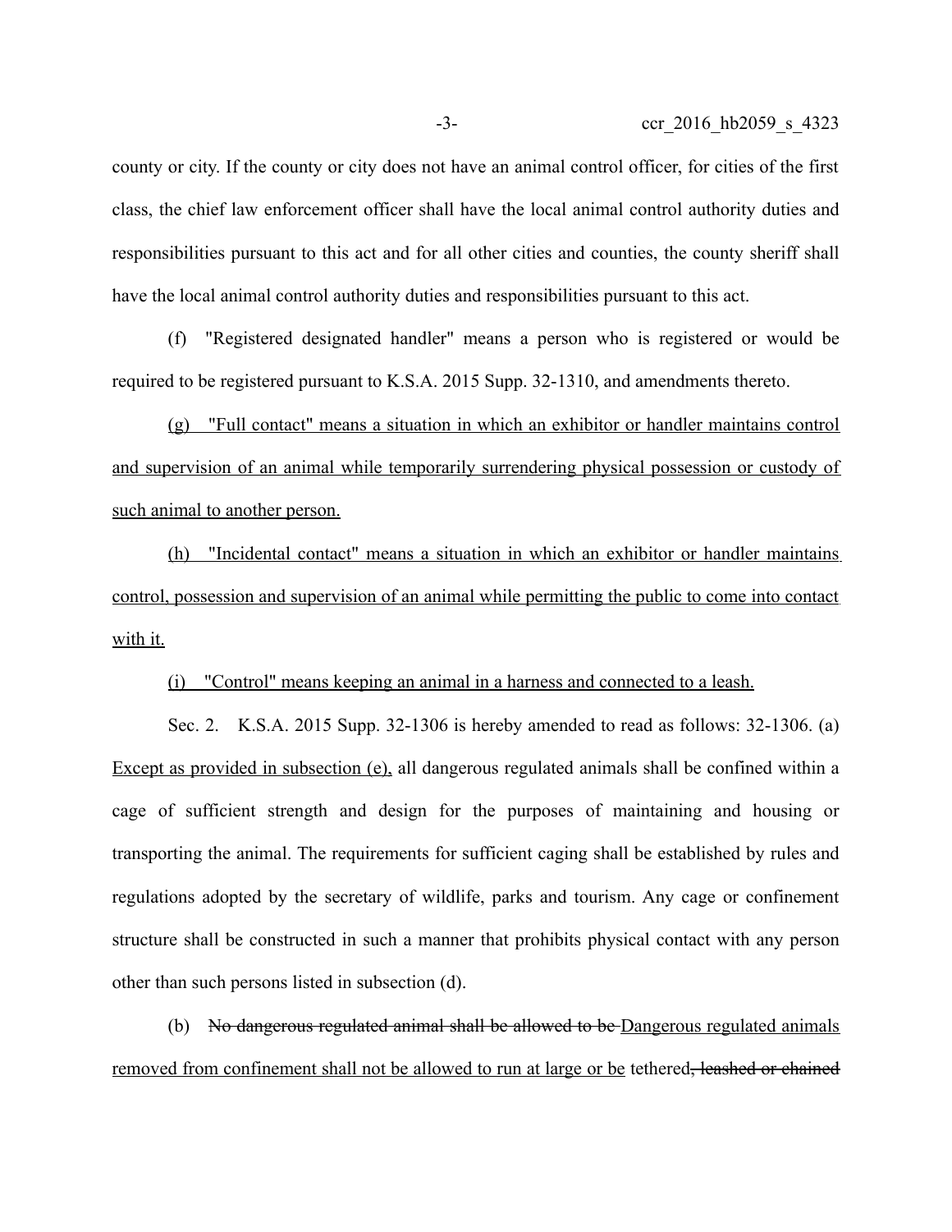county or city. If the county or city does not have an animal control officer, for cities of the first class, the chief law enforcement officer shall have the local animal control authority duties and responsibilities pursuant to this act and for all other cities and counties, the county sheriff shall have the local animal control authority duties and responsibilities pursuant to this act.

(f) "Registered designated handler" means a person who is registered or would be required to be registered pursuant to K.S.A. 2015 Supp. 32-1310, and amendments thereto.

<u>(g) "Full contact" means a situation in which an exhibitor or handler maintains control and supervision of an animal while temporarily surrendering physical possession or custody of such animal to another person.</u>

<u>(h) "Incidental contact" means a situation in which an exhibitor or handler maintains control, possession and supervision of an animal while permitting the public to come into contact with it.</u>

<u>(i) "Control" means keeping an animal in a harness and connected to a leash.</u>

Sec. 2. K.S.A. 2015 Supp. 32-1306 is hereby amended to read as follows: 32-1306. (a) <u>Except as provided in subsection (e),</u> all dangerous regulated animals shall be confined within a cage of sufficient strength and design for the purposes of maintaining and housing or transporting the animal. The requirements for sufficient caging shall be established by rules and regulations adopted by the secretary of wildlife, parks and tourism. Any cage or confinement structure shall be constructed in such a manner that prohibits physical contact with any person other than such persons listed in subsection (d).

(b) ~~No dangerous regulated animal shall be allowed to be~~ <u>Dangerous regulated animals removed from confinement shall not be allowed to run at large or be</u> tethered~~, leashed or chained~~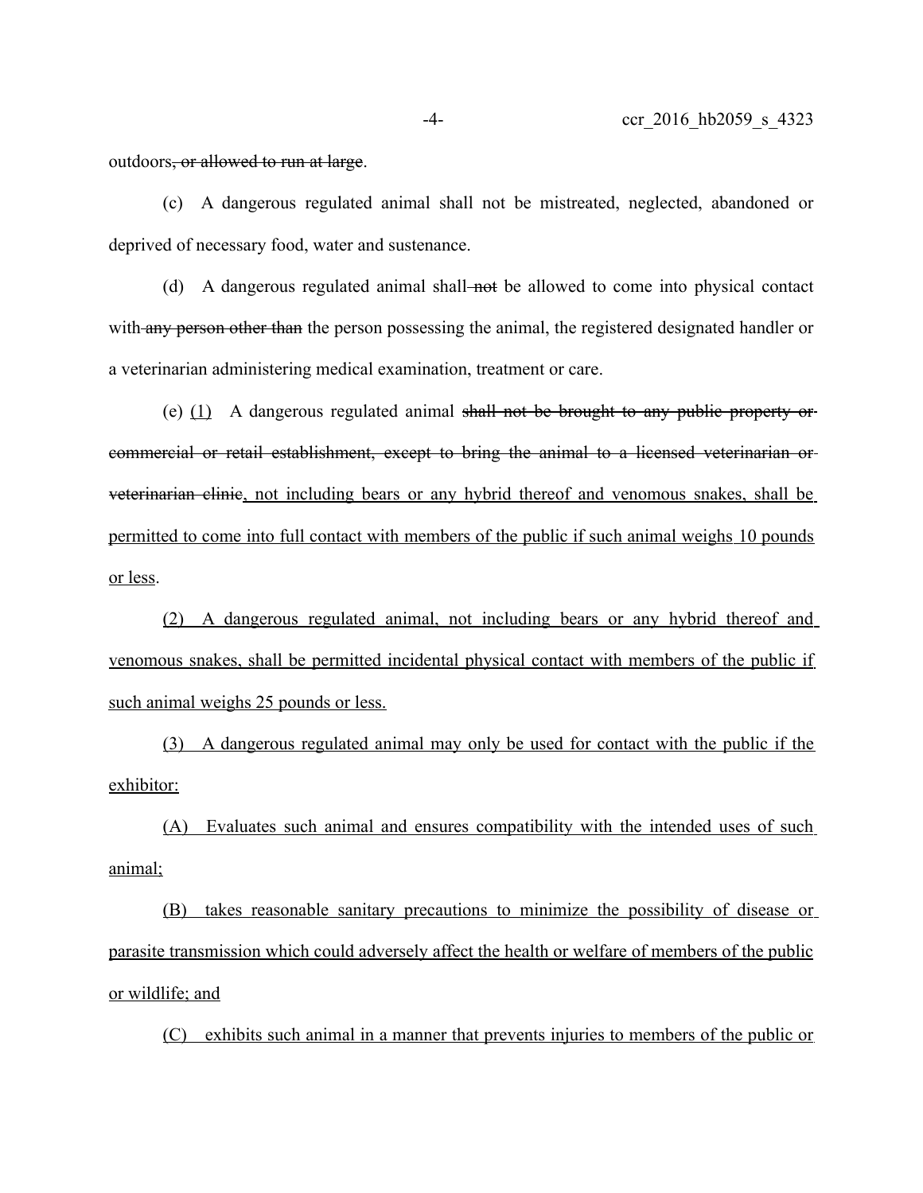outdoors~~, or allowed to run at large~~.

(c) A dangerous regulated animal shall not be mistreated, neglected, abandoned or deprived of necessary food, water and sustenance.

(d) A dangerous regulated animal shall ~~not~~ be allowed to come into physical contact with ~~any person other than~~ the person possessing the animal, the registered designated handler or a veterinarian administering medical examination, treatment or care.

(e) <u>(1)</u> A dangerous regulated animal ~~shall not be brought to any public property or commercial or retail establishment, except to bring the animal to a licensed veterinarian or veterinarian clinic~~<u>, not including bears or any hybrid thereof and venomous snakes, shall be permitted to come into full contact with members of the public if such animal weighs 10 pounds or less</u>.

<u>(2) A dangerous regulated animal, not including bears or any hybrid thereof and venomous snakes, shall be permitted incidental physical contact with members of the public if such animal weighs 25 pounds or less.</u>

<u>(3) A dangerous regulated animal may only be used for contact with the public if the exhibitor:</u>

<u>(A) Evaluates such animal and ensures compatibility with the intended uses of such animal;</u>

<u>(B) takes reasonable sanitary precautions to minimize the possibility of disease or parasite transmission which could adversely affect the health or welfare of members of the public or wildlife; and</u>

<u>(C) exhibits such animal in a manner that prevents injuries to members of the public or</u>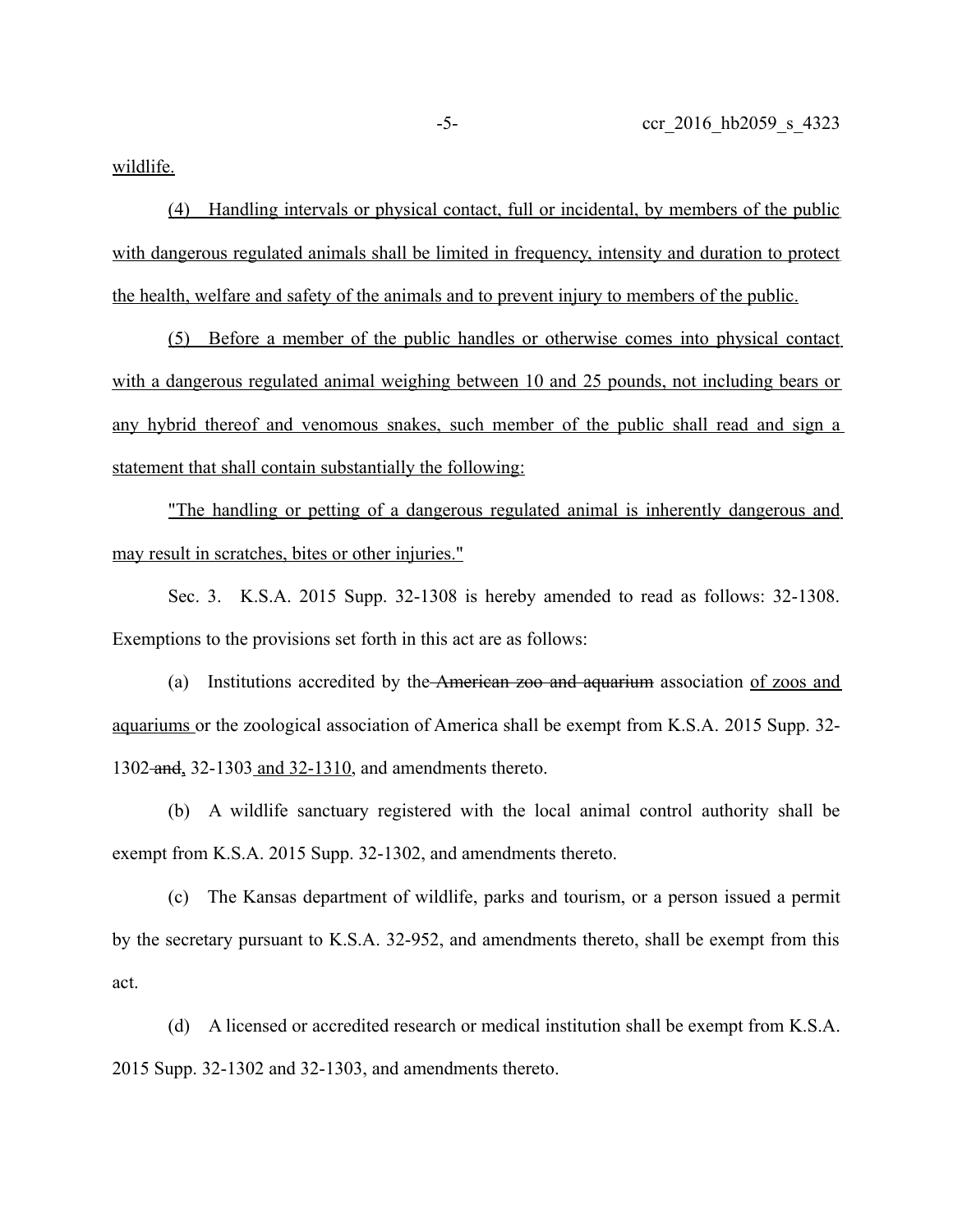wildlife.

(4) Handling intervals or physical contact, full or incidental, by members of the public with dangerous regulated animals shall be limited in frequency, intensity and duration to protect the health, welfare and safety of the animals and to prevent injury to members of the public.

(5) Before a member of the public handles or otherwise comes into physical contact with a dangerous regulated animal weighing between 10 and 25 pounds, not including bears or any hybrid thereof and venomous snakes, such member of the public shall read and sign a statement that shall contain substantially the following:

"The handling or petting of a dangerous regulated animal is inherently dangerous and may result in scratches, bites or other injuries."

Sec. 3. K.S.A. 2015 Supp. 32-1308 is hereby amended to read as follows: 32-1308. Exemptions to the provisions set forth in this act are as follows:

(a) Institutions accredited by the ~~American zoo and aquarium~~ association of zoos and aquariums or the zoological association of America shall be exempt from K.S.A. 2015 Supp. 32-1302 ~~and~~, 32-1303 and 32-1310, and amendments thereto.

(b) A wildlife sanctuary registered with the local animal control authority shall be exempt from K.S.A. 2015 Supp. 32-1302, and amendments thereto.

(c) The Kansas department of wildlife, parks and tourism, or a person issued a permit by the secretary pursuant to K.S.A. 32-952, and amendments thereto, shall be exempt from this act.

(d) A licensed or accredited research or medical institution shall be exempt from K.S.A. 2015 Supp. 32-1302 and 32-1303, and amendments thereto.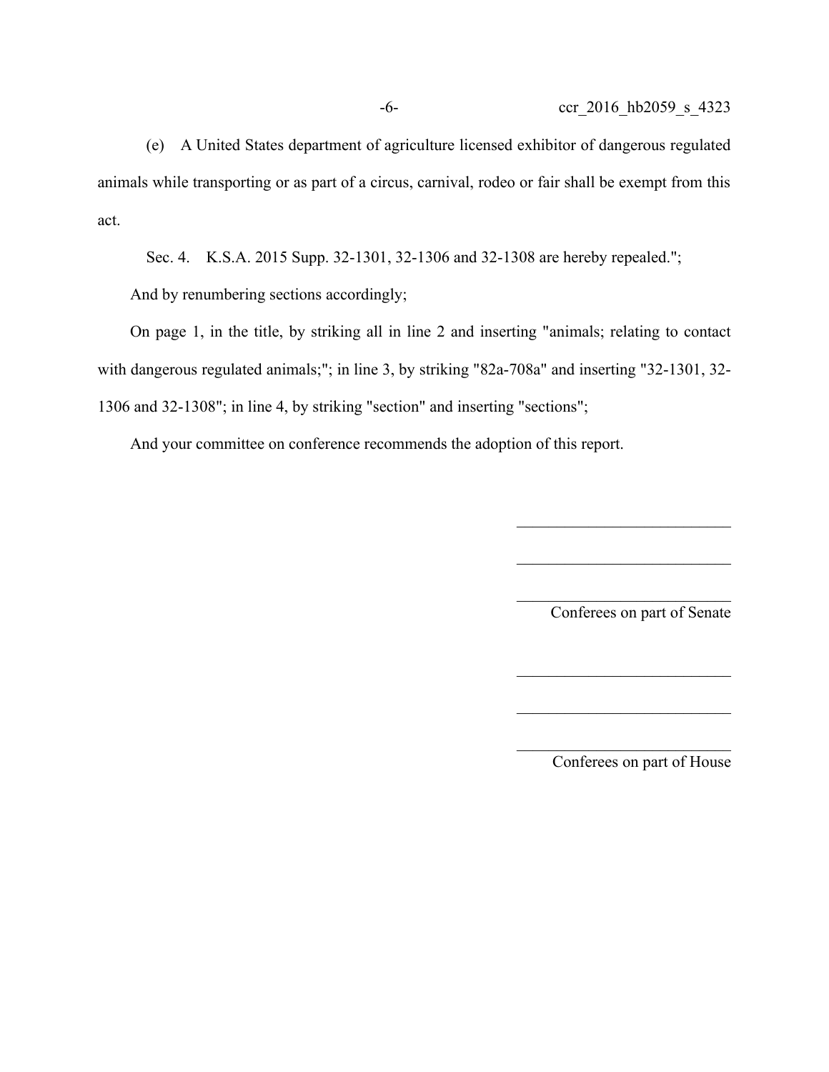(e) A United States department of agriculture licensed exhibitor of dangerous regulated animals while transporting or as part of a circus, carnival, rodeo or fair shall be exempt from this act.

Sec. 4. K.S.A. 2015 Supp. 32-1301, 32-1306 and 32-1308 are hereby repealed.";

And by renumbering sections accordingly;

On page 1, in the title, by striking all in line 2 and inserting "animals; relating to contact with dangerous regulated animals;"; in line 3, by striking "82a-708a" and inserting "32-1301, 32-1306 and 32-1308"; in line 4, by striking "section" and inserting "sections";

And your committee on conference recommends the adoption of this report.

\_\_\_\_\_\_\_\_\_\_\_\_\_\_\_\_\_\_\_\_\_\_\_\_\_\_\_\_

\_\_\_\_\_\_\_\_\_\_\_\_\_\_\_\_\_\_\_\_\_\_\_\_\_\_\_\_

\_\_\_\_\_\_\_\_\_\_\_\_\_\_\_\_\_\_\_\_\_\_\_\_\_\_\_\_

Conferees on part of Senate

\_\_\_\_\_\_\_\_\_\_\_\_\_\_\_\_\_\_\_\_\_\_\_\_\_\_\_\_

\_\_\_\_\_\_\_\_\_\_\_\_\_\_\_\_\_\_\_\_\_\_\_\_\_\_\_\_

\_\_\_\_\_\_\_\_\_\_\_\_\_\_\_\_\_\_\_\_\_\_\_\_\_\_\_\_

Conferees on part of House